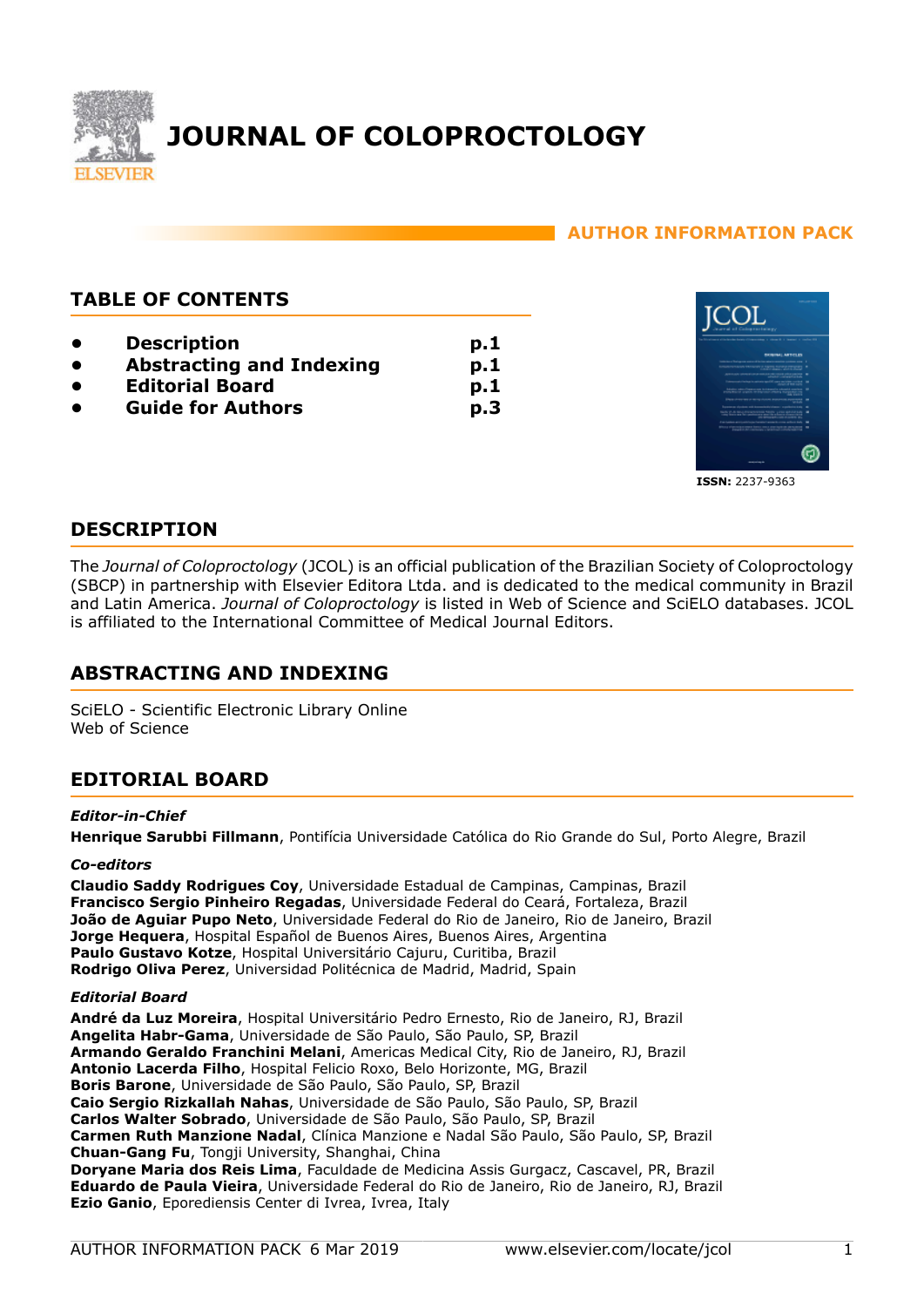# JOURNAL OF COLOPROCTOLOGY

**AUTHOR INFORMATION PACK**

## TABLE OF CONTENTS

- **Description** **p.1**
- **Abstracting and Indexing** **p.1**
- **Editorial Board** **p.1**
- **Guide for Authors** **p.3**

**ISSN:** 2237-9363

## DESCRIPTION

The *Journal of Coloproctology* (JCOL) is an official publication of the Brazilian Society of Coloproctology (SBCP) in partnership with Elsevier Editora Ltda. and is dedicated to the medical community in Brazil and Latin America. *Journal of Coloproctology* is listed in Web of Science and SciELO databases. JCOL is affiliated to the International Committee of Medical Journal Editors.

## ABSTRACTING AND INDEXING

SciELO - Scientific Electronic Library Online
Web of Science

## EDITORIAL BOARD

***Editor-in-Chief***

**Henrique Sarubbi Fillmann**, Pontifícia Universidade Católica do Rio Grande do Sul, Porto Alegre, Brazil

***Co-editors***

**Claudio Saddy Rodrigues Coy**, Universidade Estadual de Campinas, Campinas, Brazil
**Francisco Sergio Pinheiro Regadas**, Universidade Federal do Ceará, Fortaleza, Brazil
**João de Aguiar Pupo Neto**, Universidade Federal do Rio de Janeiro, Rio de Janeiro, Brazil
**Jorge Hequera**, Hospital Español de Buenos Aires, Buenos Aires, Argentina
**Paulo Gustavo Kotze**, Hospital Universitário Cajuru, Curitiba, Brazil
**Rodrigo Oliva Perez**, Universidad Politécnica de Madrid, Madrid, Spain

***Editorial Board***

**André da Luz Moreira**, Hospital Universitário Pedro Ernesto, Rio de Janeiro, RJ, Brazil
**Angelita Habr-Gama**, Universidade de São Paulo, São Paulo, SP, Brazil
**Armando Geraldo Franchini Melani**, Americas Medical City, Rio de Janeiro, RJ, Brazil
**Antonio Lacerda Filho**, Hospital Felicio Roxo, Belo Horizonte, MG, Brazil
**Boris Barone**, Universidade de São Paulo, São Paulo, SP, Brazil
**Caio Sergio Rizkallah Nahas**, Universidade de São Paulo, São Paulo, SP, Brazil
**Carlos Walter Sobrado**, Universidade de São Paulo, São Paulo, SP, Brazil
**Carmen Ruth Manzione Nadal**, Clínica Manzione e Nadal São Paulo, São Paulo, SP, Brazil
**Chuan-Gang Fu**, Tongji University, Shanghai, China
**Doryane Maria dos Reis Lima**, Faculdade de Medicina Assis Gurgacz, Cascavel, PR, Brazil
**Eduardo de Paula Vieira**, Universidade Federal do Rio de Janeiro, Rio de Janeiro, RJ, Brazil
**Ezio Ganio**, Eporediensis Center di Ivrea, Ivrea, Italy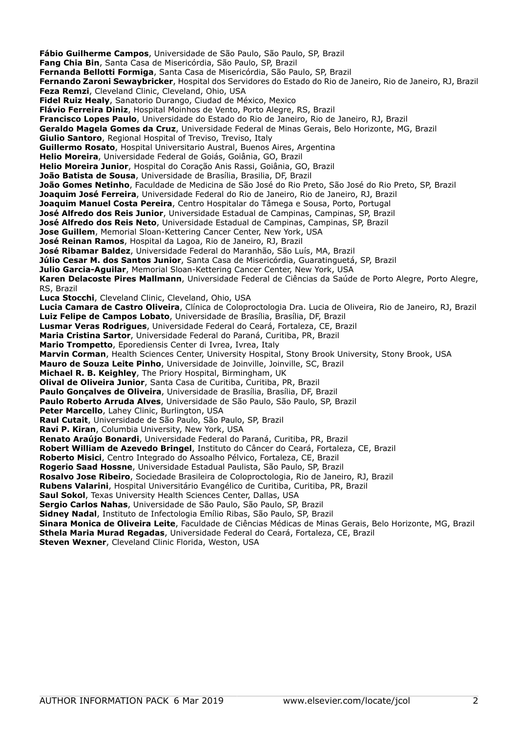**Fábio Guilherme Campos**, Universidade de São Paulo, São Paulo, SP, Brazil
**Fang Chia Bin**, Santa Casa de Misericórdia, São Paulo, SP, Brazil
**Fernanda Bellotti Formiga**, Santa Casa de Misericórdia, São Paulo, SP, Brazil
**Fernando Zaroni Sewaybricker**, Hospital dos Servidores do Estado do Rio de Janeiro, Rio de Janeiro, RJ, Brazil
**Feza Remzi**, Cleveland Clinic, Cleveland, Ohio, USA
**Fidel Ruiz Healy**, Sanatorio Durango, Ciudad de México, Mexico
**Flávio Ferreira Diniz**, Hospital Moinhos de Vento, Porto Alegre, RS, Brazil
**Francisco Lopes Paulo**, Universidade do Estado do Rio de Janeiro, Rio de Janeiro, RJ, Brazil
**Geraldo Magela Gomes da Cruz**, Universidade Federal de Minas Gerais, Belo Horizonte, MG, Brazil
**Giulio Santoro**, Regional Hospital of Treviso, Treviso, Italy
**Guillermo Rosato**, Hospital Universitario Austral, Buenos Aires, Argentina
**Helio Moreira**, Universidade Federal de Goiás, Goiânia, GO, Brazil
**Helio Moreira Junior**, Hospital do Coração Anis Rassi, Goiânia, GO, Brazil
**João Batista de Sousa**, Universidade de Brasília, Brasilia, DF, Brazil
**João Gomes Netinho**, Faculdade de Medicina de São José do Rio Preto, São José do Rio Preto, SP, Brazil
**Joaquim José Ferreira**, Universidade Federal do Rio de Janeiro, Rio de Janeiro, RJ, Brazil
**Joaquim Manuel Costa Pereira**, Centro Hospitalar do Tâmega e Sousa, Porto, Portugal
**José Alfredo dos Reis Junior**, Universidade Estadual de Campinas, Campinas, SP, Brazil
**José Alfredo dos Reis Neto**, Universidade Estadual de Campinas, Campinas, SP, Brazil
**Jose Guillem**, Memorial Sloan-Kettering Cancer Center, New York, USA
**José Reinan Ramos**, Hospital da Lagoa, Rio de Janeiro, RJ, Brazil
**José Ribamar Baldez**, Universidade Federal do Maranhão, São Luís, MA, Brazil
**Júlio Cesar M. dos Santos Junior**, Santa Casa de Misericórdia, Guaratinguetá, SP, Brazil
**Julio Garcia-Aguilar**, Memorial Sloan-Kettering Cancer Center, New York, USA
**Karen Delacoste Pires Mallmann**, Universidade Federal de Ciências da Saúde de Porto Alegre, Porto Alegre, RS, Brazil
**Luca Stocchi**, Cleveland Clinic, Cleveland, Ohio, USA
**Lucia Camara de Castro Oliveira**, Clínica de Coloproctologia Dra. Lucia de Oliveira, Rio de Janeiro, RJ, Brazil
**Luiz Felipe de Campos Lobato**, Universidade de Brasília, Brasília, DF, Brazil
**Lusmar Veras Rodrigues**, Universidade Federal do Ceará, Fortaleza, CE, Brazil
**Maria Cristina Sartor**, Universidade Federal do Paraná, Curitiba, PR, Brazil
**Mario Trompetto**, Eporediensis Center di Ivrea, Ivrea, Italy
**Marvin Corman**, Health Sciences Center, University Hospital, Stony Brook University, Stony Brook, USA
**Mauro de Souza Leite Pinho**, Universidade de Joinville, Joinville, SC, Brazil
**Michael R. B. Keighley**, The Priory Hospital, Birmingham, UK
**Olival de Oliveira Junior**, Santa Casa de Curitiba, Curitiba, PR, Brazil
**Paulo Gonçalves de Oliveira**, Universidade de Brasília, Brasília, DF, Brazil
**Paulo Roberto Arruda Alves**, Universidade de São Paulo, São Paulo, SP, Brazil
**Peter Marcello**, Lahey Clinic, Burlington, USA
**Raul Cutait**, Universidade de São Paulo, São Paulo, SP, Brazil
**Ravi P. Kiran**, Columbia University, New York, USA
**Renato Araújo Bonardi**, Universidade Federal do Paraná, Curitiba, PR, Brazil
**Robert William de Azevedo Bringel**, Instituto do Câncer do Ceará, Fortaleza, CE, Brazil
**Roberto Misici**, Centro Integrado do Assoalho Pélvico, Fortaleza, CE, Brazil
**Rogerio Saad Hossne**, Universidade Estadual Paulista, São Paulo, SP, Brazil
**Rosalvo Jose Ribeiro**, Sociedade Brasileira de Coloproctologia, Rio de Janeiro, RJ, Brazil
**Rubens Valarini**, Hospital Universitário Evangélico de Curitiba, Curitiba, PR, Brazil
**Saul Sokol**, Texas University Health Sciences Center, Dallas, USA
**Sergio Carlos Nahas**, Universidade de São Paulo, São Paulo, SP, Brazil
**Sidney Nadal**, Instituto de Infectologia Emílio Ribas, São Paulo, SP, Brazil
**Sinara Monica de Oliveira Leite**, Faculdade de Ciências Médicas de Minas Gerais, Belo Horizonte, MG, Brazil
**Sthela Maria Murad Regadas**, Universidade Federal do Ceará, Fortaleza, CE, Brazil
**Steven Wexner**, Cleveland Clinic Florida, Weston, USA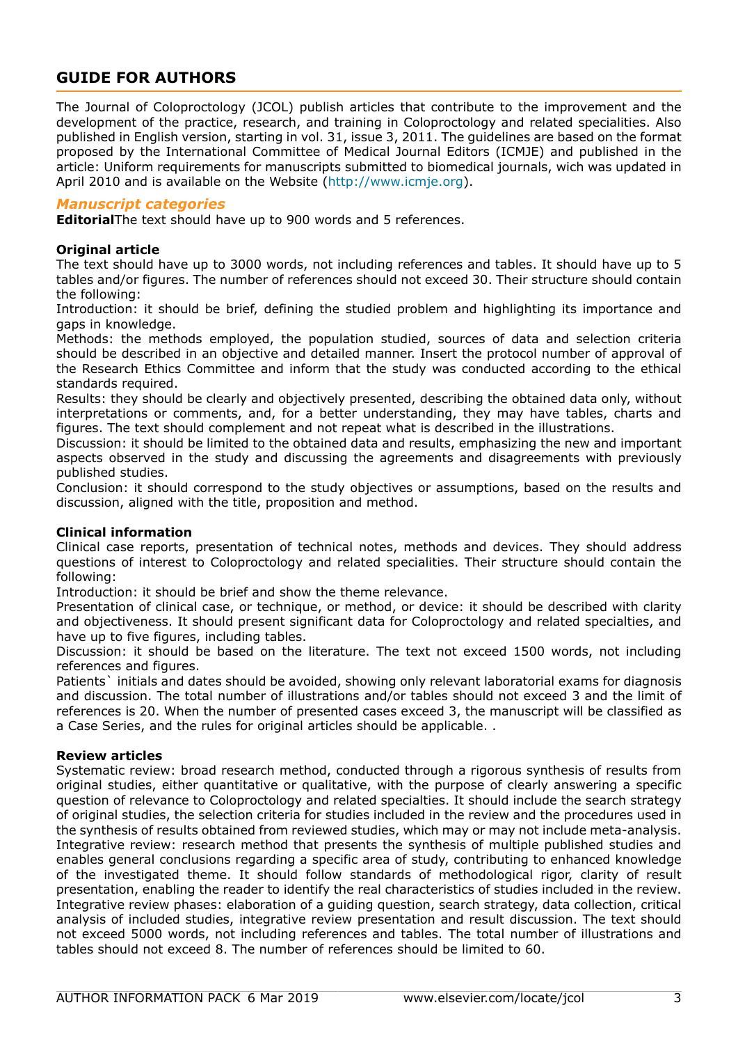## GUIDE FOR AUTHORS

The Journal of Coloproctology (JCOL) publish articles that contribute to the improvement and the development of the practice, research, and training in Coloproctology and related specialities. Also published in English version, starting in vol. 31, issue 3, 2011. The guidelines are based on the format proposed by the International Committee of Medical Journal Editors (ICMJE) and published in the article: Uniform requirements for manuscripts submitted to biomedical journals, wich was updated in April 2010 and is available on the Website (http://www.icmje.org).

### *Manuscript categories*

**Editorial**The text should have up to 900 words and 5 references.

**Original article**
The text should have up to 3000 words, not including references and tables. It should have up to 5 tables and/or figures. The number of references should not exceed 30. Their structure should contain the following:
Introduction: it should be brief, defining the studied problem and highlighting its importance and gaps in knowledge.
Methods: the methods employed, the population studied, sources of data and selection criteria should be described in an objective and detailed manner. Insert the protocol number of approval of the Research Ethics Committee and inform that the study was conducted according to the ethical standards required.
Results: they should be clearly and objectively presented, describing the obtained data only, without interpretations or comments, and, for a better understanding, they may have tables, charts and figures. The text should complement and not repeat what is described in the illustrations.
Discussion: it should be limited to the obtained data and results, emphasizing the new and important aspects observed in the study and discussing the agreements and disagreements with previously published studies.
Conclusion: it should correspond to the study objectives or assumptions, based on the results and discussion, aligned with the title, proposition and method.

**Clinical information**
Clinical case reports, presentation of technical notes, methods and devices. They should address questions of interest to Coloproctology and related specialities. Their structure should contain the following:
Introduction: it should be brief and show the theme relevance.
Presentation of clinical case, or technique, or method, or device: it should be described with clarity and objectiveness. It should present significant data for Coloproctology and related specialties, and have up to five figures, including tables.
Discussion: it should be based on the literature. The text not exceed 1500 words, not including references and figures.
Patients` initials and dates should be avoided, showing only relevant laboratorial exams for diagnosis and discussion. The total number of illustrations and/or tables should not exceed 3 and the limit of references is 20. When the number of presented cases exceed 3, the manuscript will be classified as a Case Series, and the rules for original articles should be applicable. .

**Review articles**
Systematic review: broad research method, conducted through a rigorous synthesis of results from original studies, either quantitative or qualitative, with the purpose of clearly answering a specific question of relevance to Coloproctology and related specialties. It should include the search strategy of original studies, the selection criteria for studies included in the review and the procedures used in the synthesis of results obtained from reviewed studies, which may or may not include meta-analysis.
Integrative review: research method that presents the synthesis of multiple published studies and enables general conclusions regarding a specific area of study, contributing to enhanced knowledge of the investigated theme. It should follow standards of methodological rigor, clarity of result presentation, enabling the reader to identify the real characteristics of studies included in the review.
Integrative review phases: elaboration of a guiding question, search strategy, data collection, critical analysis of included studies, integrative review presentation and result discussion. The text should not exceed 5000 words, not including references and tables. The total number of illustrations and tables should not exceed 8. The number of references should be limited to 60.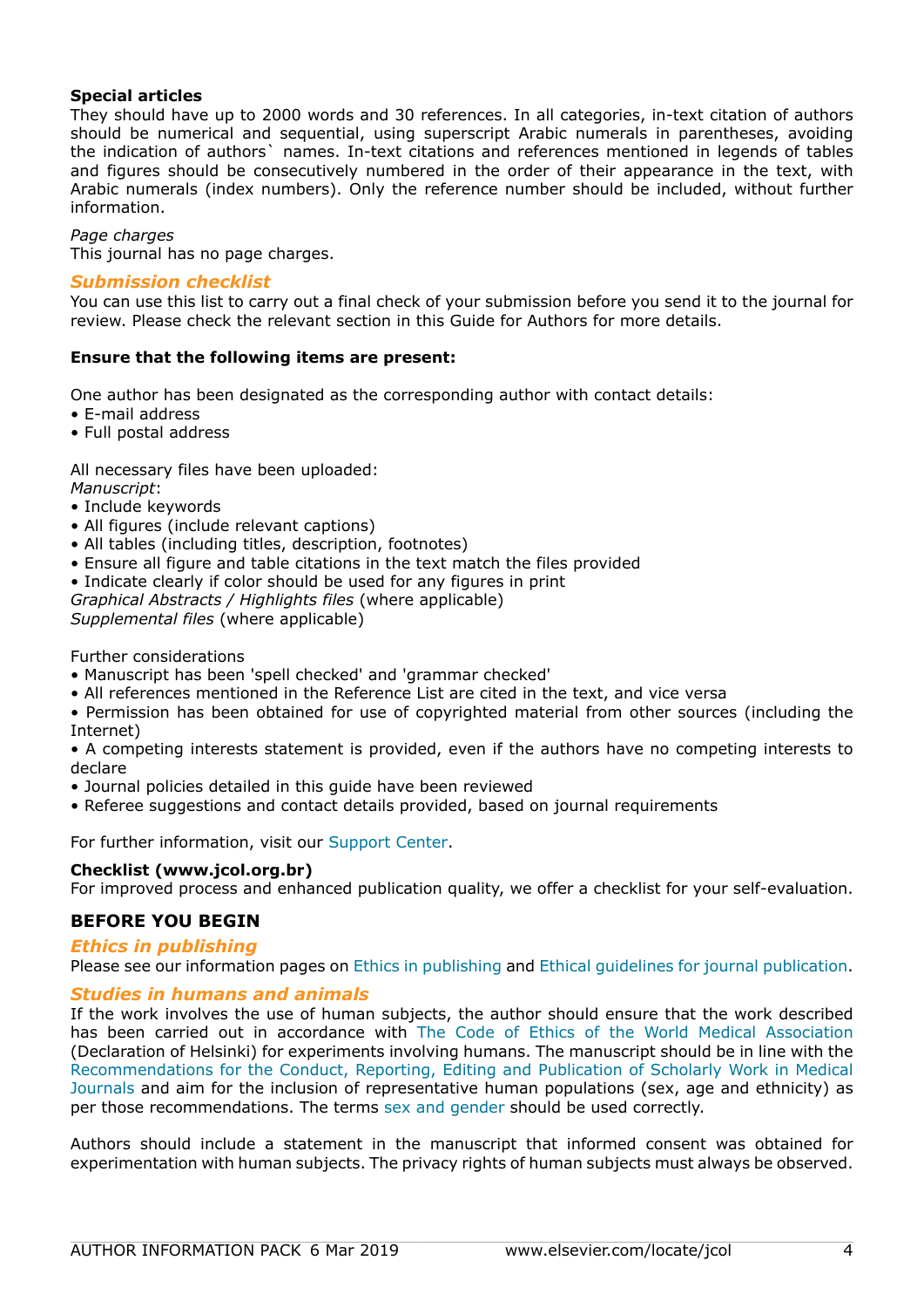**Special articles**

They should have up to 2000 words and 30 references. In all categories, in-text citation of authors should be numerical and sequential, using superscript Arabic numerals in parentheses, avoiding the indication of authors` names. In-text citations and references mentioned in legends of tables and figures should be consecutively numbered in the order of their appearance in the text, with Arabic numerals (index numbers). Only the reference number should be included, without further information.

*Page charges*

This journal has no page charges.

### *Submission checklist*

You can use this list to carry out a final check of your submission before you send it to the journal for review. Please check the relevant section in this Guide for Authors for more details.

**Ensure that the following items are present:**

One author has been designated as the corresponding author with contact details:

- E-mail address
- Full postal address

All necessary files have been uploaded:

*Manuscript*:

- Include keywords
- All figures (include relevant captions)
- All tables (including titles, description, footnotes)
- Ensure all figure and table citations in the text match the files provided
- Indicate clearly if color should be used for any figures in print

*Graphical Abstracts / Highlights files* (where applicable)

*Supplemental files* (where applicable)

Further considerations

- Manuscript has been 'spell checked' and 'grammar checked'
- All references mentioned in the Reference List are cited in the text, and vice versa
- Permission has been obtained for use of copyrighted material from other sources (including the Internet)
- A competing interests statement is provided, even if the authors have no competing interests to declare
- Journal policies detailed in this guide have been reviewed
- Referee suggestions and contact details provided, based on journal requirements

For further information, visit our Support Center.

**Checklist (www.jcol.org.br)**

For improved process and enhanced publication quality, we offer a checklist for your self-evaluation.

## BEFORE YOU BEGIN

### *Ethics in publishing*

Please see our information pages on Ethics in publishing and Ethical guidelines for journal publication.

### *Studies in humans and animals*

If the work involves the use of human subjects, the author should ensure that the work described has been carried out in accordance with The Code of Ethics of the World Medical Association (Declaration of Helsinki) for experiments involving humans. The manuscript should be in line with the Recommendations for the Conduct, Reporting, Editing and Publication of Scholarly Work in Medical Journals and aim for the inclusion of representative human populations (sex, age and ethnicity) as per those recommendations. The terms sex and gender should be used correctly.

Authors should include a statement in the manuscript that informed consent was obtained for experimentation with human subjects. The privacy rights of human subjects must always be observed.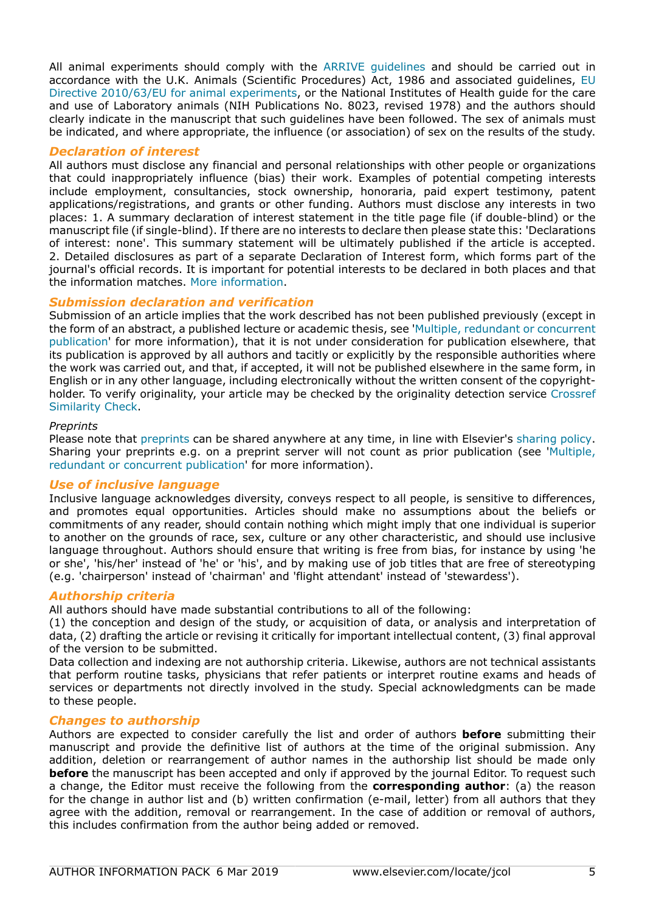All animal experiments should comply with the ARRIVE guidelines and should be carried out in accordance with the U.K. Animals (Scientific Procedures) Act, 1986 and associated guidelines, EU Directive 2010/63/EU for animal experiments, or the National Institutes of Health guide for the care and use of Laboratory animals (NIH Publications No. 8023, revised 1978) and the authors should clearly indicate in the manuscript that such guidelines have been followed. The sex of animals must be indicated, and where appropriate, the influence (or association) of sex on the results of the study.

### *Declaration of interest*

All authors must disclose any financial and personal relationships with other people or organizations that could inappropriately influence (bias) their work. Examples of potential competing interests include employment, consultancies, stock ownership, honoraria, paid expert testimony, patent applications/registrations, and grants or other funding. Authors must disclose any interests in two places: 1. A summary declaration of interest statement in the title page file (if double-blind) or the manuscript file (if single-blind). If there are no interests to declare then please state this: 'Declarations of interest: none'. This summary statement will be ultimately published if the article is accepted. 2. Detailed disclosures as part of a separate Declaration of Interest form, which forms part of the journal's official records. It is important for potential interests to be declared in both places and that the information matches. More information.

### *Submission declaration and verification*

Submission of an article implies that the work described has not been published previously (except in the form of an abstract, a published lecture or academic thesis, see 'Multiple, redundant or concurrent publication' for more information), that it is not under consideration for publication elsewhere, that its publication is approved by all authors and tacitly or explicitly by the responsible authorities where the work was carried out, and that, if accepted, it will not be published elsewhere in the same form, in English or in any other language, including electronically without the written consent of the copyright-holder. To verify originality, your article may be checked by the originality detection service Crossref Similarity Check.

*Preprints*

Please note that preprints can be shared anywhere at any time, in line with Elsevier's sharing policy. Sharing your preprints e.g. on a preprint server will not count as prior publication (see 'Multiple, redundant or concurrent publication' for more information).

### *Use of inclusive language*

Inclusive language acknowledges diversity, conveys respect to all people, is sensitive to differences, and promotes equal opportunities. Articles should make no assumptions about the beliefs or commitments of any reader, should contain nothing which might imply that one individual is superior to another on the grounds of race, sex, culture or any other characteristic, and should use inclusive language throughout. Authors should ensure that writing is free from bias, for instance by using 'he or she', 'his/her' instead of 'he' or 'his', and by making use of job titles that are free of stereotyping (e.g. 'chairperson' instead of 'chairman' and 'flight attendant' instead of 'stewardess').

### *Authorship criteria*

All authors should have made substantial contributions to all of the following:
(1) the conception and design of the study, or acquisition of data, or analysis and interpretation of data, (2) drafting the article or revising it critically for important intellectual content, (3) final approval of the version to be submitted.
Data collection and indexing are not authorship criteria. Likewise, authors are not technical assistants that perform routine tasks, physicians that refer patients or interpret routine exams and heads of services or departments not directly involved in the study. Special acknowledgments can be made to these people.

### *Changes to authorship*

Authors are expected to consider carefully the list and order of authors **before** submitting their manuscript and provide the definitive list of authors at the time of the original submission. Any addition, deletion or rearrangement of author names in the authorship list should be made only **before** the manuscript has been accepted and only if approved by the journal Editor. To request such a change, the Editor must receive the following from the **corresponding author**: (a) the reason for the change in author list and (b) written confirmation (e-mail, letter) from all authors that they agree with the addition, removal or rearrangement. In the case of addition or removal of authors, this includes confirmation from the author being added or removed.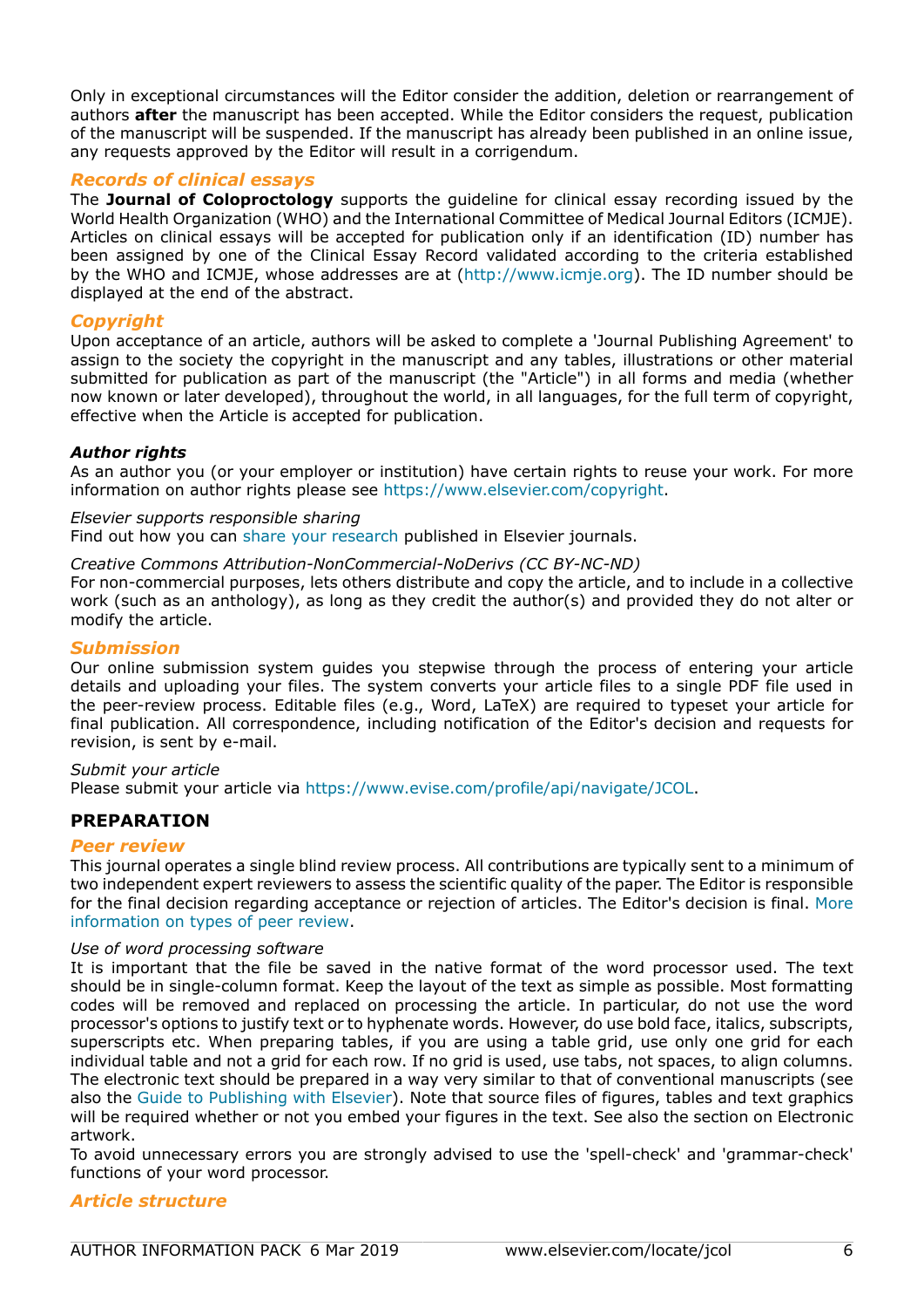Only in exceptional circumstances will the Editor consider the addition, deletion or rearrangement of authors **after** the manuscript has been accepted. While the Editor considers the request, publication of the manuscript will be suspended. If the manuscript has already been published in an online issue, any requests approved by the Editor will result in a corrigendum.

### *Records of clinical essays*

The **Journal of Coloproctology** supports the guideline for clinical essay recording issued by the World Health Organization (WHO) and the International Committee of Medical Journal Editors (ICMJE). Articles on clinical essays will be accepted for publication only if an identification (ID) number has been assigned by one of the Clinical Essay Record validated according to the criteria established by the WHO and ICMJE, whose addresses are at (http://www.icmje.org). The ID number should be displayed at the end of the abstract.

### *Copyright*

Upon acceptance of an article, authors will be asked to complete a 'Journal Publishing Agreement' to assign to the society the copyright in the manuscript and any tables, illustrations or other material submitted for publication as part of the manuscript (the "Article") in all forms and media (whether now known or later developed), throughout the world, in all languages, for the full term of copyright, effective when the Article is accepted for publication.

#### ***Author rights***

As an author you (or your employer or institution) have certain rights to reuse your work. For more information on author rights please see https://www.elsevier.com/copyright.

*Elsevier supports responsible sharing*
Find out how you can share your research published in Elsevier journals.

*Creative Commons Attribution-NonCommercial-NoDerivs (CC BY-NC-ND)*
For non-commercial purposes, lets others distribute and copy the article, and to include in a collective work (such as an anthology), as long as they credit the author(s) and provided they do not alter or modify the article.

### *Submission*

Our online submission system guides you stepwise through the process of entering your article details and uploading your files. The system converts your article files to a single PDF file used in the peer-review process. Editable files (e.g., Word, LaTeX) are required to typeset your article for final publication. All correspondence, including notification of the Editor's decision and requests for revision, is sent by e-mail.

*Submit your article*
Please submit your article via https://www.evise.com/profile/api/navigate/JCOL.

## PREPARATION

### *Peer review*

This journal operates a single blind review process. All contributions are typically sent to a minimum of two independent expert reviewers to assess the scientific quality of the paper. The Editor is responsible for the final decision regarding acceptance or rejection of articles. The Editor's decision is final. More information on types of peer review.

*Use of word processing software*
It is important that the file be saved in the native format of the word processor used. The text should be in single-column format. Keep the layout of the text as simple as possible. Most formatting codes will be removed and replaced on processing the article. In particular, do not use the word processor's options to justify text or to hyphenate words. However, do use bold face, italics, subscripts, superscripts etc. When preparing tables, if you are using a table grid, use only one grid for each individual table and not a grid for each row. If no grid is used, use tabs, not spaces, to align columns. The electronic text should be prepared in a way very similar to that of conventional manuscripts (see also the Guide to Publishing with Elsevier). Note that source files of figures, tables and text graphics will be required whether or not you embed your figures in the text. See also the section on Electronic artwork.
To avoid unnecessary errors you are strongly advised to use the 'spell-check' and 'grammar-check' functions of your word processor.

### *Article structure*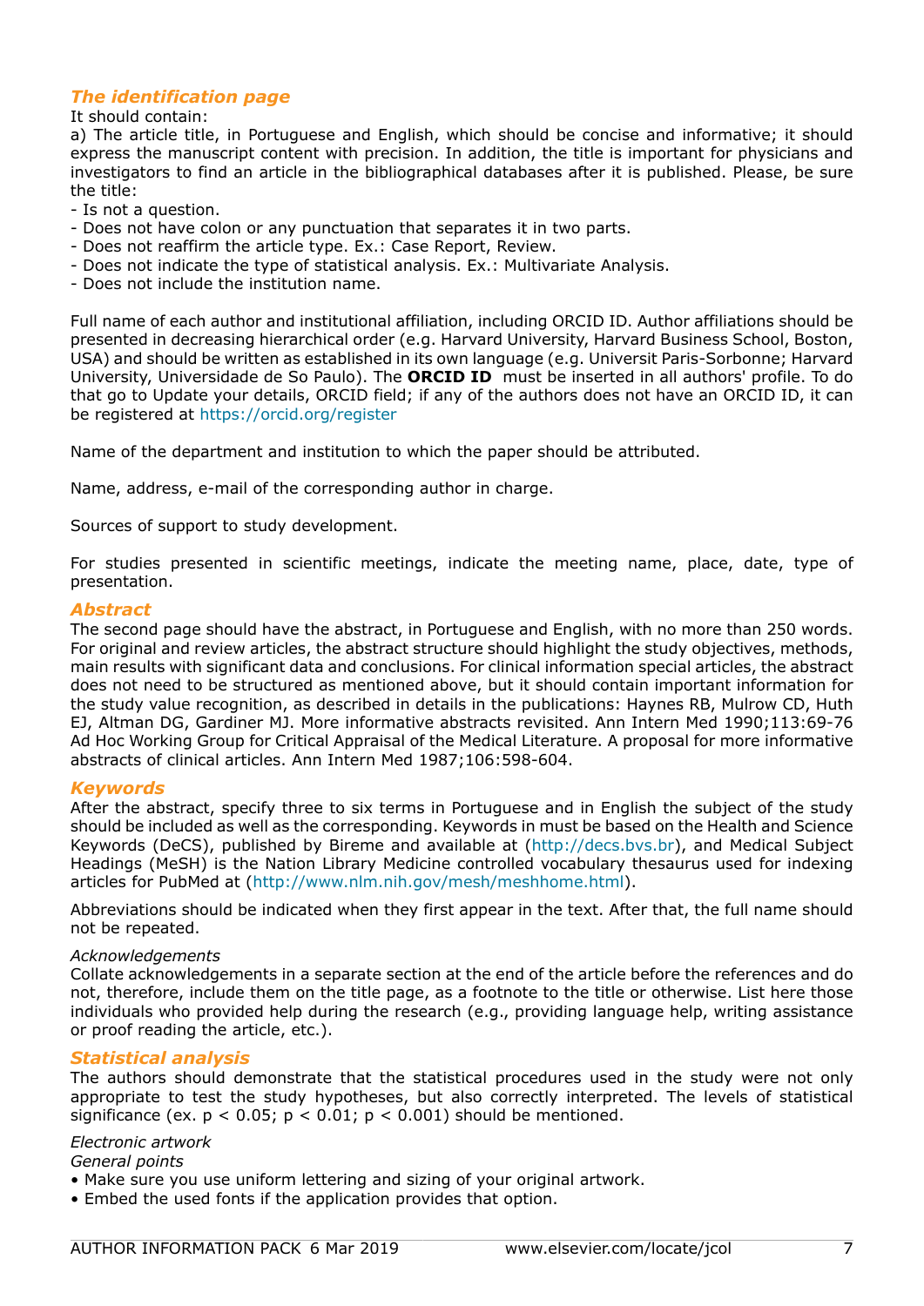## The identification page

It should contain:

a) The article title, in Portuguese and English, which should be concise and informative; it should express the manuscript content with precision. In addition, the title is important for physicians and investigators to find an article in the bibliographical databases after it is published. Please, be sure the title:

- Is not a question.
- Does not have colon or any punctuation that separates it in two parts.
- Does not reaffirm the article type. Ex.: Case Report, Review.
- Does not indicate the type of statistical analysis. Ex.: Multivariate Analysis.
- Does not include the institution name.

Full name of each author and institutional affiliation, including ORCID ID. Author affiliations should be presented in decreasing hierarchical order (e.g. Harvard University, Harvard Business School, Boston, USA) and should be written as established in its own language (e.g. Universit Paris-Sorbonne; Harvard University, Universidade de So Paulo). The **ORCID ID** must be inserted in all authors' profile. To do that go to Update your details, ORCID field; if any of the authors does not have an ORCID ID, it can be registered at https://orcid.org/register

Name of the department and institution to which the paper should be attributed.

Name, address, e-mail of the corresponding author in charge.

Sources of support to study development.

For studies presented in scientific meetings, indicate the meeting name, place, date, type of presentation.

## Abstract

The second page should have the abstract, in Portuguese and English, with no more than 250 words. For original and review articles, the abstract structure should highlight the study objectives, methods, main results with significant data and conclusions. For clinical information special articles, the abstract does not need to be structured as mentioned above, but it should contain important information for the study value recognition, as described in details in the publications: Haynes RB, Mulrow CD, Huth EJ, Altman DG, Gardiner MJ. More informative abstracts revisited. Ann Intern Med 1990;113:69-76 Ad Hoc Working Group for Critical Appraisal of the Medical Literature. A proposal for more informative abstracts of clinical articles. Ann Intern Med 1987;106:598-604.

## Keywords

After the abstract, specify three to six terms in Portuguese and in English the subject of the study should be included as well as the corresponding. Keywords in must be based on the Health and Science Keywords (DeCS), published by Bireme and available at (http://decs.bvs.br), and Medical Subject Headings (MeSH) is the Nation Library Medicine controlled vocabulary thesaurus used for indexing articles for PubMed at (http://www.nlm.nih.gov/mesh/meshhome.html).

Abbreviations should be indicated when they first appear in the text. After that, the full name should not be repeated.

*Acknowledgements*

Collate acknowledgements in a separate section at the end of the article before the references and do not, therefore, include them on the title page, as a footnote to the title or otherwise. List here those individuals who provided help during the research (e.g., providing language help, writing assistance or proof reading the article, etc.).

## Statistical analysis

The authors should demonstrate that the statistical procedures used in the study were not only appropriate to test the study hypotheses, but also correctly interpreted. The levels of statistical significance (ex. $p < 0.05$; $p < 0.01$; $p < 0.001$) should be mentioned.

*Electronic artwork*

*General points*

- Make sure you use uniform lettering and sizing of your original artwork.
- Embed the used fonts if the application provides that option.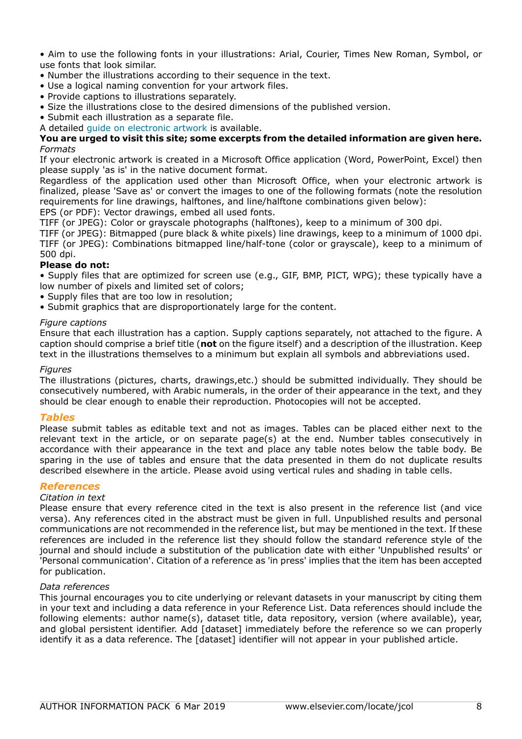- Aim to use the following fonts in your illustrations: Arial, Courier, Times New Roman, Symbol, or use fonts that look similar.
- Number the illustrations according to their sequence in the text.
- Use a logical naming convention for your artwork files.
- Provide captions to illustrations separately.
- Size the illustrations close to the desired dimensions of the published version.
- Submit each illustration as a separate file.

A detailed guide on electronic artwork is available.

**You are urged to visit this site; some excerpts from the detailed information are given here.**

*Formats*

If your electronic artwork is created in a Microsoft Office application (Word, PowerPoint, Excel) then please supply 'as is' in the native document format.

Regardless of the application used other than Microsoft Office, when your electronic artwork is finalized, please 'Save as' or convert the images to one of the following formats (note the resolution requirements for line drawings, halftones, and line/halftone combinations given below):

EPS (or PDF): Vector drawings, embed all used fonts.

TIFF (or JPEG): Color or grayscale photographs (halftones), keep to a minimum of 300 dpi.

TIFF (or JPEG): Bitmapped (pure black & white pixels) line drawings, keep to a minimum of 1000 dpi.

TIFF (or JPEG): Combinations bitmapped line/half-tone (color or grayscale), keep to a minimum of 500 dpi.

**Please do not:**

- Supply files that are optimized for screen use (e.g., GIF, BMP, PICT, WPG); these typically have a low number of pixels and limited set of colors;
- Supply files that are too low in resolution;
- Submit graphics that are disproportionately large for the content.

*Figure captions*

Ensure that each illustration has a caption. Supply captions separately, not attached to the figure. A caption should comprise a brief title (**not** on the figure itself) and a description of the illustration. Keep text in the illustrations themselves to a minimum but explain all symbols and abbreviations used.

*Figures*

The illustrations (pictures, charts, drawings,etc.) should be submitted individually. They should be consecutively numbered, with Arabic numerals, in the order of their appearance in the text, and they should be clear enough to enable their reproduction. Photocopies will not be accepted.

### *Tables*

Please submit tables as editable text and not as images. Tables can be placed either next to the relevant text in the article, or on separate page(s) at the end. Number tables consecutively in accordance with their appearance in the text and place any table notes below the table body. Be sparing in the use of tables and ensure that the data presented in them do not duplicate results described elsewhere in the article. Please avoid using vertical rules and shading in table cells.

### *References*

*Citation in text*

Please ensure that every reference cited in the text is also present in the reference list (and vice versa). Any references cited in the abstract must be given in full. Unpublished results and personal communications are not recommended in the reference list, but may be mentioned in the text. If these references are included in the reference list they should follow the standard reference style of the journal and should include a substitution of the publication date with either 'Unpublished results' or 'Personal communication'. Citation of a reference as 'in press' implies that the item has been accepted for publication.

*Data references*

This journal encourages you to cite underlying or relevant datasets in your manuscript by citing them in your text and including a data reference in your Reference List. Data references should include the following elements: author name(s), dataset title, data repository, version (where available), year, and global persistent identifier. Add [dataset] immediately before the reference so we can properly identify it as a data reference. The [dataset] identifier will not appear in your published article.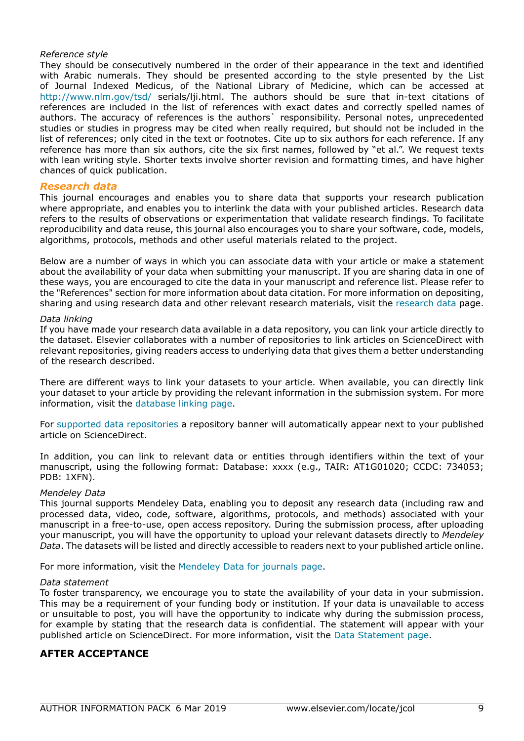*Reference style*

They should be consecutively numbered in the order of their appearance in the text and identified with Arabic numerals. They should be presented according to the style presented by the List of Journal Indexed Medicus, of the National Library of Medicine, which can be accessed at http://www.nlm.gov/tsd/ serials/lji.html. The authors should be sure that in-text citations of references are included in the list of references with exact dates and correctly spelled names of authors. The accuracy of references is the authors` responsibility. Personal notes, unprecedented studies or studies in progress may be cited when really required, but should not be included in the list of references; only cited in the text or footnotes. Cite up to six authors for each reference. If any reference has more than six authors, cite the six first names, followed by "et al.". We request texts with lean writing style. Shorter texts involve shorter revision and formatting times, and have higher chances of quick publication.

### *Research data*

This journal encourages and enables you to share data that supports your research publication where appropriate, and enables you to interlink the data with your published articles. Research data refers to the results of observations or experimentation that validate research findings. To facilitate reproducibility and data reuse, this journal also encourages you to share your software, code, models, algorithms, protocols, methods and other useful materials related to the project.

Below are a number of ways in which you can associate data with your article or make a statement about the availability of your data when submitting your manuscript. If you are sharing data in one of these ways, you are encouraged to cite the data in your manuscript and reference list. Please refer to the "References" section for more information about data citation. For more information on depositing, sharing and using research data and other relevant research materials, visit the research data page.

*Data linking*

If you have made your research data available in a data repository, you can link your article directly to the dataset. Elsevier collaborates with a number of repositories to link articles on ScienceDirect with relevant repositories, giving readers access to underlying data that gives them a better understanding of the research described.

There are different ways to link your datasets to your article. When available, you can directly link your dataset to your article by providing the relevant information in the submission system. For more information, visit the database linking page.

For supported data repositories a repository banner will automatically appear next to your published article on ScienceDirect.

In addition, you can link to relevant data or entities through identifiers within the text of your manuscript, using the following format: Database: xxxx (e.g., TAIR: AT1G01020; CCDC: 734053; PDB: 1XFN).

*Mendeley Data*

This journal supports Mendeley Data, enabling you to deposit any research data (including raw and processed data, video, code, software, algorithms, protocols, and methods) associated with your manuscript in a free-to-use, open access repository. During the submission process, after uploading your manuscript, you will have the opportunity to upload your relevant datasets directly to *Mendeley Data*. The datasets will be listed and directly accessible to readers next to your published article online.

For more information, visit the Mendeley Data for journals page.

*Data statement*

To foster transparency, we encourage you to state the availability of your data in your submission. This may be a requirement of your funding body or institution. If your data is unavailable to access or unsuitable to post, you will have the opportunity to indicate why during the submission process, for example by stating that the research data is confidential. The statement will appear with your published article on ScienceDirect. For more information, visit the Data Statement page.

## AFTER ACCEPTANCE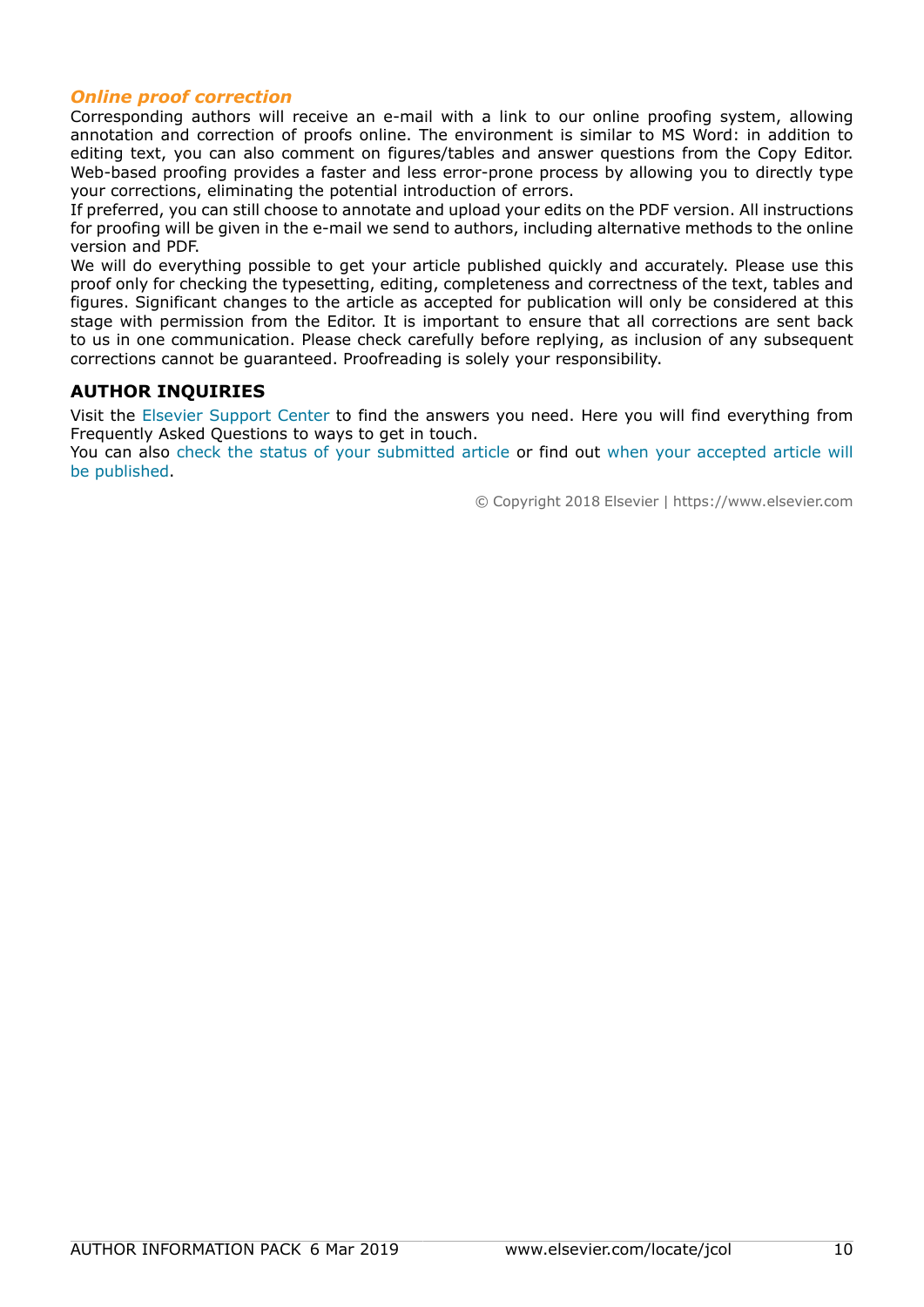### *Online proof correction*

Corresponding authors will receive an e-mail with a link to our online proofing system, allowing annotation and correction of proofs online. The environment is similar to MS Word: in addition to editing text, you can also comment on figures/tables and answer questions from the Copy Editor. Web-based proofing provides a faster and less error-prone process by allowing you to directly type your corrections, eliminating the potential introduction of errors.

If preferred, you can still choose to annotate and upload your edits on the PDF version. All instructions for proofing will be given in the e-mail we send to authors, including alternative methods to the online version and PDF.

We will do everything possible to get your article published quickly and accurately. Please use this proof only for checking the typesetting, editing, completeness and correctness of the text, tables and figures. Significant changes to the article as accepted for publication will only be considered at this stage with permission from the Editor. It is important to ensure that all corrections are sent back to us in one communication. Please check carefully before replying, as inclusion of any subsequent corrections cannot be guaranteed. Proofreading is solely your responsibility.

## AUTHOR INQUIRIES

Visit the Elsevier Support Center to find the answers you need. Here you will find everything from Frequently Asked Questions to ways to get in touch.

You can also check the status of your submitted article or find out when your accepted article will be published.

© Copyright 2018 Elsevier | https://www.elsevier.com